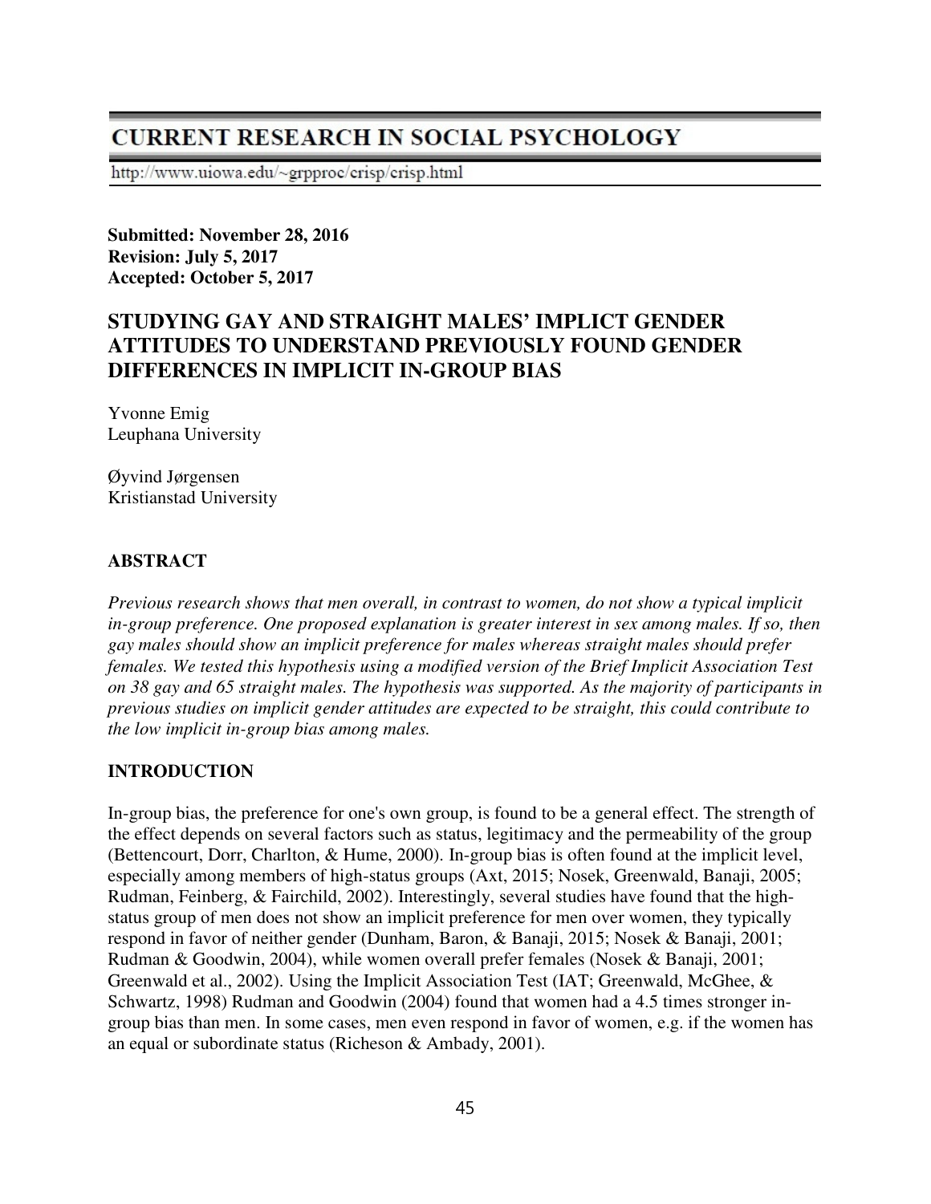# CURRENT RESEARCH IN SOCIAL PSYCHOLOGY

http://www.uiowa.edu/~grpproc/crisp/crisp.html

**Submitted: November 28, 2016**
**Revision: July 5, 2017**
**Accepted: October 5, 2017**

## STUDYING GAY AND STRAIGHT MALES' IMPLICT GENDER ATTITUDES TO UNDERSTAND PREVIOUSLY FOUND GENDER DIFFERENCES IN IMPLICIT IN-GROUP BIAS

Yvonne Emig
Leuphana University

Øyvind Jørgensen
Kristianstad University

### ABSTRACT

*Previous research shows that men overall, in contrast to women, do not show a typical implicit in-group preference. One proposed explanation is greater interest in sex among males. If so, then gay males should show an implicit preference for males whereas straight males should prefer females. We tested this hypothesis using a modified version of the Brief Implicit Association Test on 38 gay and 65 straight males. The hypothesis was supported. As the majority of participants in previous studies on implicit gender attitudes are expected to be straight, this could contribute to the low implicit in-group bias among males.*

### INTRODUCTION

In-group bias, the preference for one's own group, is found to be a general effect. The strength of the effect depends on several factors such as status, legitimacy and the permeability of the group (Bettencourt, Dorr, Charlton, & Hume, 2000). In-group bias is often found at the implicit level, especially among members of high-status groups (Axt, 2015; Nosek, Greenwald, Banaji, 2005; Rudman, Feinberg, & Fairchild, 2002). Interestingly, several studies have found that the high-status group of men does not show an implicit preference for men over women, they typically respond in favor of neither gender (Dunham, Baron, & Banaji, 2015; Nosek & Banaji, 2001; Rudman & Goodwin, 2004), while women overall prefer females (Nosek & Banaji, 2001; Greenwald et al., 2002). Using the Implicit Association Test (IAT; Greenwald, McGhee, & Schwartz, 1998) Rudman and Goodwin (2004) found that women had a 4.5 times stronger in-group bias than men. In some cases, men even respond in favor of women, e.g. if the women has an equal or subordinate status (Richeson & Ambady, 2001).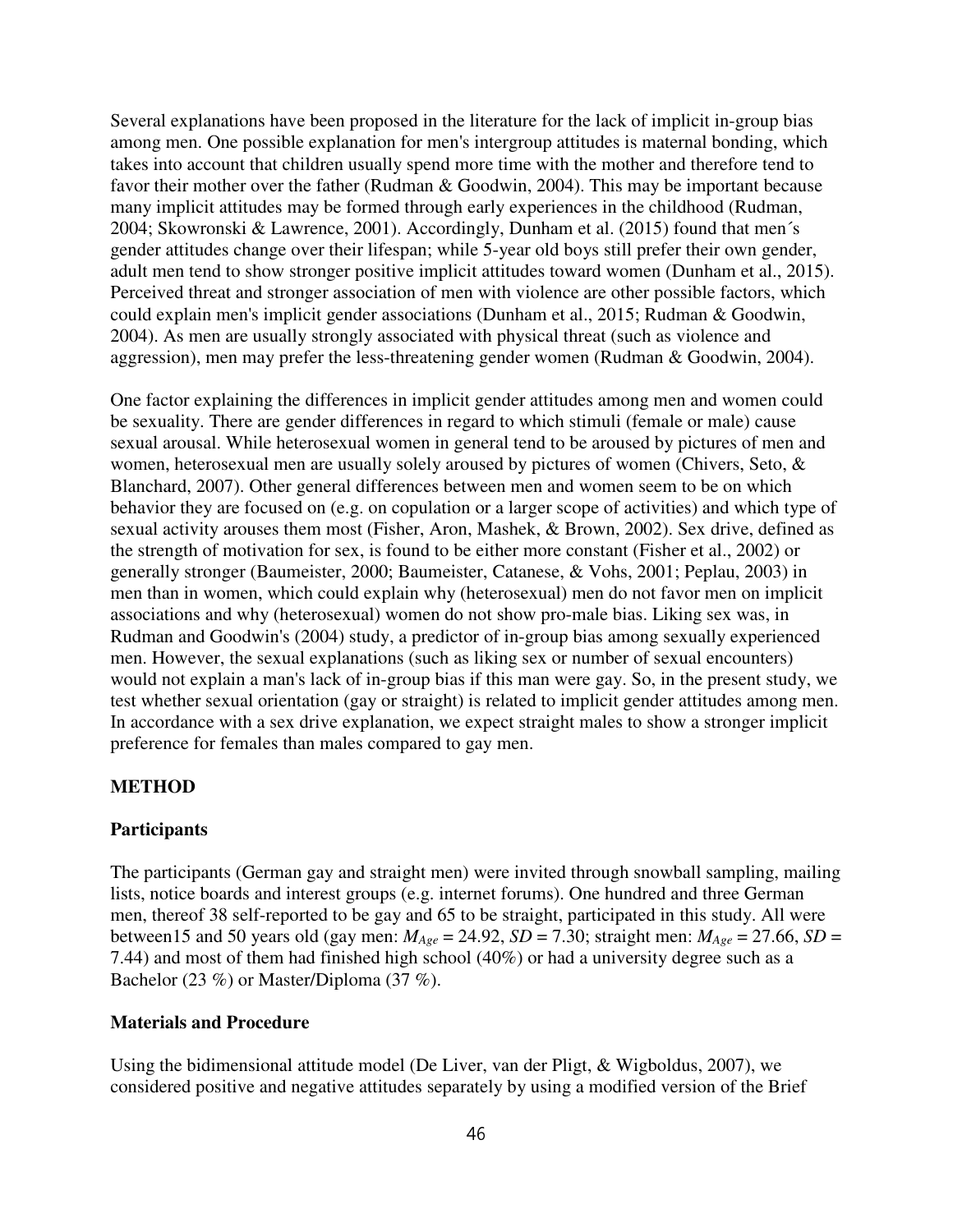Several explanations have been proposed in the literature for the lack of implicit in-group bias among men. One possible explanation for men's intergroup attitudes is maternal bonding, which takes into account that children usually spend more time with the mother and therefore tend to favor their mother over the father (Rudman & Goodwin, 2004). This may be important because many implicit attitudes may be formed through early experiences in the childhood (Rudman, 2004; Skowronski & Lawrence, 2001). Accordingly, Dunham et al. (2015) found that men´s gender attitudes change over their lifespan; while 5-year old boys still prefer their own gender, adult men tend to show stronger positive implicit attitudes toward women (Dunham et al., 2015). Perceived threat and stronger association of men with violence are other possible factors, which could explain men's implicit gender associations (Dunham et al., 2015; Rudman & Goodwin, 2004). As men are usually strongly associated with physical threat (such as violence and aggression), men may prefer the less-threatening gender women (Rudman & Goodwin, 2004).

One factor explaining the differences in implicit gender attitudes among men and women could be sexuality. There are gender differences in regard to which stimuli (female or male) cause sexual arousal. While heterosexual women in general tend to be aroused by pictures of men and women, heterosexual men are usually solely aroused by pictures of women (Chivers, Seto, & Blanchard, 2007). Other general differences between men and women seem to be on which behavior they are focused on (e.g. on copulation or a larger scope of activities) and which type of sexual activity arouses them most (Fisher, Aron, Mashek, & Brown, 2002). Sex drive, defined as the strength of motivation for sex, is found to be either more constant (Fisher et al., 2002) or generally stronger (Baumeister, 2000; Baumeister, Catanese, & Vohs, 2001; Peplau, 2003) in men than in women, which could explain why (heterosexual) men do not favor men on implicit associations and why (heterosexual) women do not show pro-male bias. Liking sex was, in Rudman and Goodwin's (2004) study, a predictor of in-group bias among sexually experienced men. However, the sexual explanations (such as liking sex or number of sexual encounters) would not explain a man's lack of in-group bias if this man were gay. So, in the present study, we test whether sexual orientation (gay or straight) is related to implicit gender attitudes among men. In accordance with a sex drive explanation, we expect straight males to show a stronger implicit preference for females than males compared to gay men.

## METHOD

### Participants

The participants (German gay and straight men) were invited through snowball sampling, mailing lists, notice boards and interest groups (e.g. internet forums). One hundred and three German men, thereof 38 self-reported to be gay and 65 to be straight, participated in this study. All were between15 and 50 years old (gay men: $M_{Age} = 24.92$, $SD = 7.30$; straight men: $M_{Age} = 27.66$, $SD = 7.44$) and most of them had finished high school (40%) or had a university degree such as a Bachelor (23 %) or Master/Diploma (37 %).

### Materials and Procedure

Using the bidimensional attitude model (De Liver, van der Pligt, & Wigboldus, 2007), we considered positive and negative attitudes separately by using a modified version of the Brief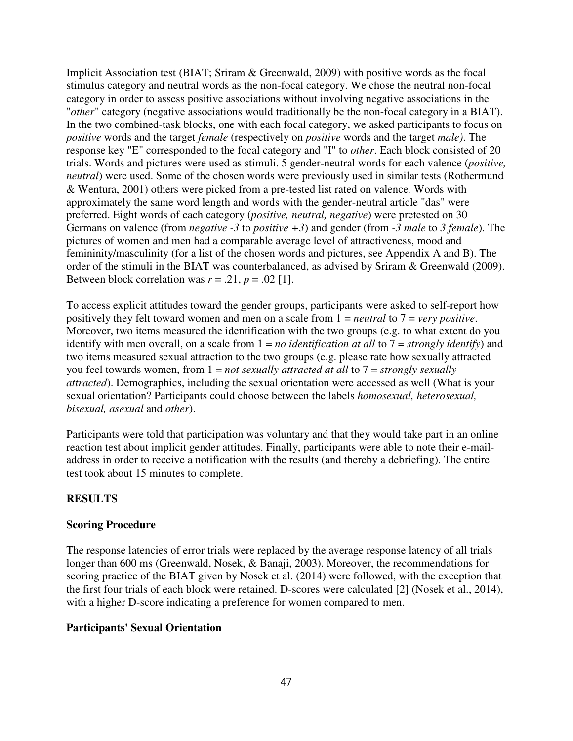Implicit Association test (BIAT; Sriram & Greenwald, 2009) with positive words as the focal stimulus category and neutral words as the non-focal category. We chose the neutral non-focal category in order to assess positive associations without involving negative associations in the "*other*" category (negative associations would traditionally be the non-focal category in a BIAT). In the two combined-task blocks, one with each focal category, we asked participants to focus on *positive* words and the target *female* (respectively on *positive* words and the target *male)*. The response key "E" corresponded to the focal category and "I" to *other*. Each block consisted of 20 trials. Words and pictures were used as stimuli. 5 gender-neutral words for each valence (*positive, neutral*) were used. Some of the chosen words were previously used in similar tests (Rothermund & Wentura, 2001) others were picked from a pre-tested list rated on valence. Words with approximately the same word length and words with the gender-neutral article "das" were preferred. Eight words of each category (*positive, neutral, negative*) were pretested on 30 Germans on valence (from *negative -3* to *positive +3*) and gender (from *-3 male* to *3 female*). The pictures of women and men had a comparable average level of attractiveness, mood and femininity/masculinity (for a list of the chosen words and pictures, see Appendix A and B). The order of the stimuli in the BIAT was counterbalanced, as advised by Sriram & Greenwald (2009). Between block correlation was $r = .21$, $p = .02$ [1].

To access explicit attitudes toward the gender groups, participants were asked to self-report how positively they felt toward women and men on a scale from 1 = *neutral* to 7 = *very positive*. Moreover, two items measured the identification with the two groups (e.g. to what extent do you identify with men overall, on a scale from 1 = *no identification at all* to 7 = *strongly identify*) and two items measured sexual attraction to the two groups (e.g. please rate how sexually attracted you feel towards women, from 1 = *not sexually attracted at all* to 7 = *strongly sexually attracted*). Demographics, including the sexual orientation were accessed as well (What is your sexual orientation? Participants could choose between the labels *homosexual, heterosexual, bisexual, asexual* and *other*).

Participants were told that participation was voluntary and that they would take part in an online reaction test about implicit gender attitudes. Finally, participants were able to note their e-mail-address in order to receive a notification with the results (and thereby a debriefing). The entire test took about 15 minutes to complete.

## RESULTS

### Scoring Procedure

The response latencies of error trials were replaced by the average response latency of all trials longer than 600 ms (Greenwald, Nosek, & Banaji, 2003). Moreover, the recommendations for scoring practice of the BIAT given by Nosek et al. (2014) were followed, with the exception that the first four trials of each block were retained. D-scores were calculated [2] (Nosek et al., 2014), with a higher D-score indicating a preference for women compared to men.

### Participants' Sexual Orientation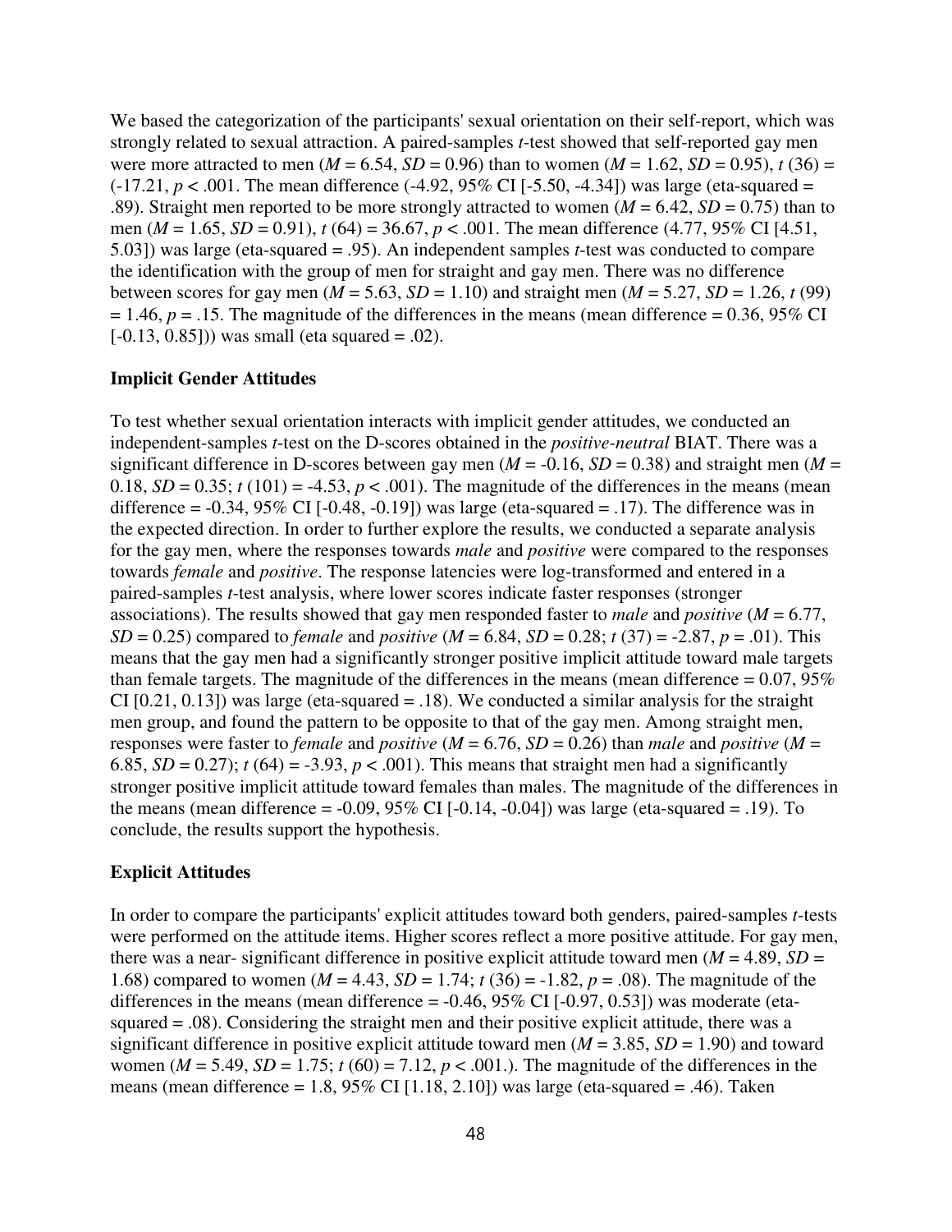We based the categorization of the participants' sexual orientation on their self-report, which was strongly related to sexual attraction. A paired-samples $t$-test showed that self-reported gay men were more attracted to men ($M$ = 6.54, $SD$ = 0.96) than to women ($M$ = 1.62, $SD$ = 0.95), $t$ (36) = (-17.21, $p < .001$. The mean difference (-4.92, 95% CI [-5.50, -4.34]) was large (eta-squared = .89). Straight men reported to be more strongly attracted to women ($M$ = 6.42, $SD$ = 0.75) than to men ($M$ = 1.65, $SD$ = 0.91), $t$ (64) = 36.67, $p < .001$. The mean difference (4.77, 95% CI [4.51, 5.03]) was large (eta-squared = .95). An independent samples $t$-test was conducted to compare the identification with the group of men for straight and gay men. There was no difference between scores for gay men ($M$ = 5.63, $SD$ = 1.10) and straight men ($M$ = 5.27, $SD$ = 1.26, $t$ (99) = 1.46, $p$ = .15. The magnitude of the differences in the means (mean difference = 0.36, 95% CI [-0.13, 0.85])) was small (eta squared = .02).

**Implicit Gender Attitudes**

To test whether sexual orientation interacts with implicit gender attitudes, we conducted an independent-samples $t$-test on the D-scores obtained in the *positive-neutral* BIAT. There was a significant difference in D-scores between gay men ($M$ = -0.16, $SD$ = 0.38) and straight men ($M$ = 0.18, $SD$ = 0.35; $t$ (101) = -4.53, $p < .001$). The magnitude of the differences in the means (mean difference = -0.34, 95% CI [-0.48, -0.19]) was large (eta-squared = .17). The difference was in the expected direction. In order to further explore the results, we conducted a separate analysis for the gay men, where the responses towards *male* and *positive* were compared to the responses towards *female* and *positive*. The response latencies were log-transformed and entered in a paired-samples $t$-test analysis, where lower scores indicate faster responses (stronger associations). The results showed that gay men responded faster to *male* and *positive* ($M$ = 6.77, $SD$ = 0.25) compared to *female* and *positive* ($M$ = 6.84, $SD$ = 0.28; $t$ (37) = -2.87, $p$ = .01). This means that the gay men had a significantly stronger positive implicit attitude toward male targets than female targets. The magnitude of the differences in the means (mean difference = 0.07, 95% CI [0.21, 0.13]) was large (eta-squared = .18). We conducted a similar analysis for the straight men group, and found the pattern to be opposite to that of the gay men. Among straight men, responses were faster to *female* and *positive* ($M$ = 6.76, $SD$ = 0.26) than *male* and *positive* ($M$ = 6.85, $SD$ = 0.27); $t$ (64) = -3.93, $p < .001$). This means that straight men had a significantly stronger positive implicit attitude toward females than males. The magnitude of the differences in the means (mean difference = -0.09, 95% CI [-0.14, -0.04]) was large (eta-squared = .19). To conclude, the results support the hypothesis.

**Explicit Attitudes**

In order to compare the participants' explicit attitudes toward both genders, paired-samples $t$-tests were performed on the attitude items. Higher scores reflect a more positive attitude. For gay men, there was a near- significant difference in positive explicit attitude toward men ($M$ = 4.89, $SD$ = 1.68) compared to women ($M$ = 4.43, $SD$ = 1.74; $t$ (36) = -1.82, $p$ = .08). The magnitude of the differences in the means (mean difference = -0.46, 95% CI [-0.97, 0.53]) was moderate (eta-squared = .08). Considering the straight men and their positive explicit attitude, there was a significant difference in positive explicit attitude toward men ($M$ = 3.85, $SD$ = 1.90) and toward women ($M$ = 5.49, $SD$ = 1.75; $t$ (60) = 7.12, $p < .001$.). The magnitude of the differences in the means (mean difference = 1.8, 95% CI [1.18, 2.10]) was large (eta-squared = .46). Taken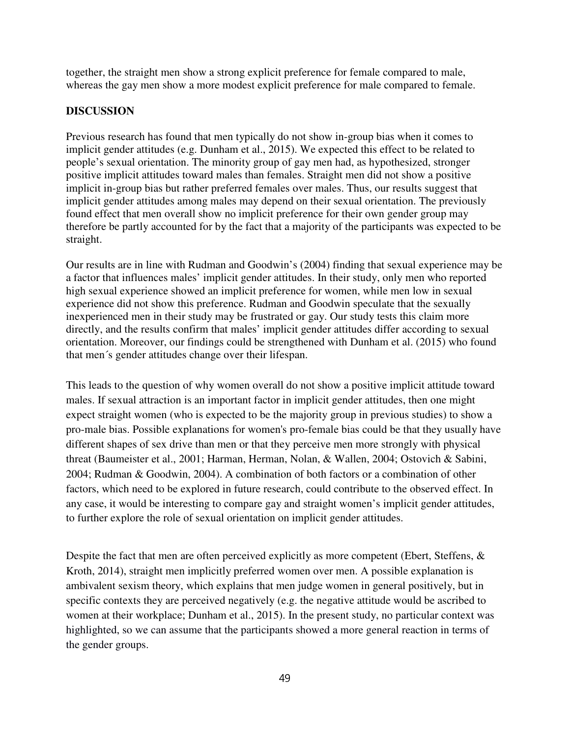together, the straight men show a strong explicit preference for female compared to male, whereas the gay men show a more modest explicit preference for male compared to female.

## DISCUSSION

Previous research has found that men typically do not show in-group bias when it comes to implicit gender attitudes (e.g. Dunham et al., 2015). We expected this effect to be related to people's sexual orientation. The minority group of gay men had, as hypothesized, stronger positive implicit attitudes toward males than females. Straight men did not show a positive implicit in-group bias but rather preferred females over males. Thus, our results suggest that implicit gender attitudes among males may depend on their sexual orientation. The previously found effect that men overall show no implicit preference for their own gender group may therefore be partly accounted for by the fact that a majority of the participants was expected to be straight.

Our results are in line with Rudman and Goodwin's (2004) finding that sexual experience may be a factor that influences males' implicit gender attitudes. In their study, only men who reported high sexual experience showed an implicit preference for women, while men low in sexual experience did not show this preference. Rudman and Goodwin speculate that the sexually inexperienced men in their study may be frustrated or gay. Our study tests this claim more directly, and the results confirm that males' implicit gender attitudes differ according to sexual orientation. Moreover, our findings could be strengthened with Dunham et al. (2015) who found that men´s gender attitudes change over their lifespan.

This leads to the question of why women overall do not show a positive implicit attitude toward males. If sexual attraction is an important factor in implicit gender attitudes, then one might expect straight women (who is expected to be the majority group in previous studies) to show a pro-male bias. Possible explanations for women's pro-female bias could be that they usually have different shapes of sex drive than men or that they perceive men more strongly with physical threat (Baumeister et al., 2001; Harman, Herman, Nolan, & Wallen, 2004; Ostovich & Sabini, 2004; Rudman & Goodwin, 2004). A combination of both factors or a combination of other factors, which need to be explored in future research, could contribute to the observed effect. In any case, it would be interesting to compare gay and straight women's implicit gender attitudes, to further explore the role of sexual orientation on implicit gender attitudes.

Despite the fact that men are often perceived explicitly as more competent (Ebert, Steffens, & Kroth, 2014), straight men implicitly preferred women over men. A possible explanation is ambivalent sexism theory, which explains that men judge women in general positively, but in specific contexts they are perceived negatively (e.g. the negative attitude would be ascribed to women at their workplace; Dunham et al., 2015). In the present study, no particular context was highlighted, so we can assume that the participants showed a more general reaction in terms of the gender groups.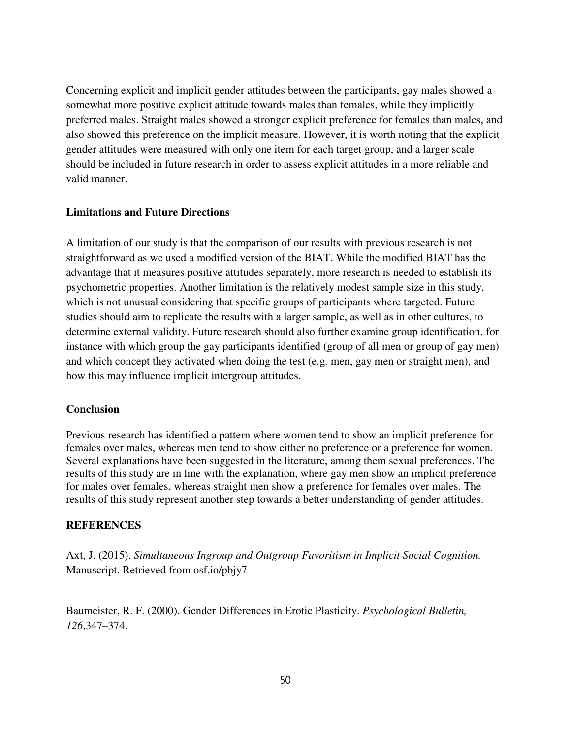Concerning explicit and implicit gender attitudes between the participants, gay males showed a somewhat more positive explicit attitude towards males than females, while they implicitly preferred males. Straight males showed a stronger explicit preference for females than males, and also showed this preference on the implicit measure. However, it is worth noting that the explicit gender attitudes were measured with only one item for each target group, and a larger scale should be included in future research in order to assess explicit attitudes in a more reliable and valid manner.

### Limitations and Future Directions

A limitation of our study is that the comparison of our results with previous research is not straightforward as we used a modified version of the BIAT. While the modified BIAT has the advantage that it measures positive attitudes separately, more research is needed to establish its psychometric properties. Another limitation is the relatively modest sample size in this study, which is not unusual considering that specific groups of participants where targeted. Future studies should aim to replicate the results with a larger sample, as well as in other cultures, to determine external validity. Future research should also further examine group identification, for instance with which group the gay participants identified (group of all men or group of gay men) and which concept they activated when doing the test (e.g. men, gay men or straight men), and how this may influence implicit intergroup attitudes.

### Conclusion

Previous research has identified a pattern where women tend to show an implicit preference for females over males, whereas men tend to show either no preference or a preference for women. Several explanations have been suggested in the literature, among them sexual preferences. The results of this study are in line with the explanation, where gay men show an implicit preference for males over females, whereas straight men show a preference for females over males. The results of this study represent another step towards a better understanding of gender attitudes.

### REFERENCES

Axt, J. (2015). *Simultaneous Ingroup and Outgroup Favoritism in Implicit Social Cognition.* Manuscript. Retrieved from osf.io/pbjy7

Baumeister, R. F. (2000). Gender Differences in Erotic Plasticity. *Psychological Bulletin, 126*,347–374.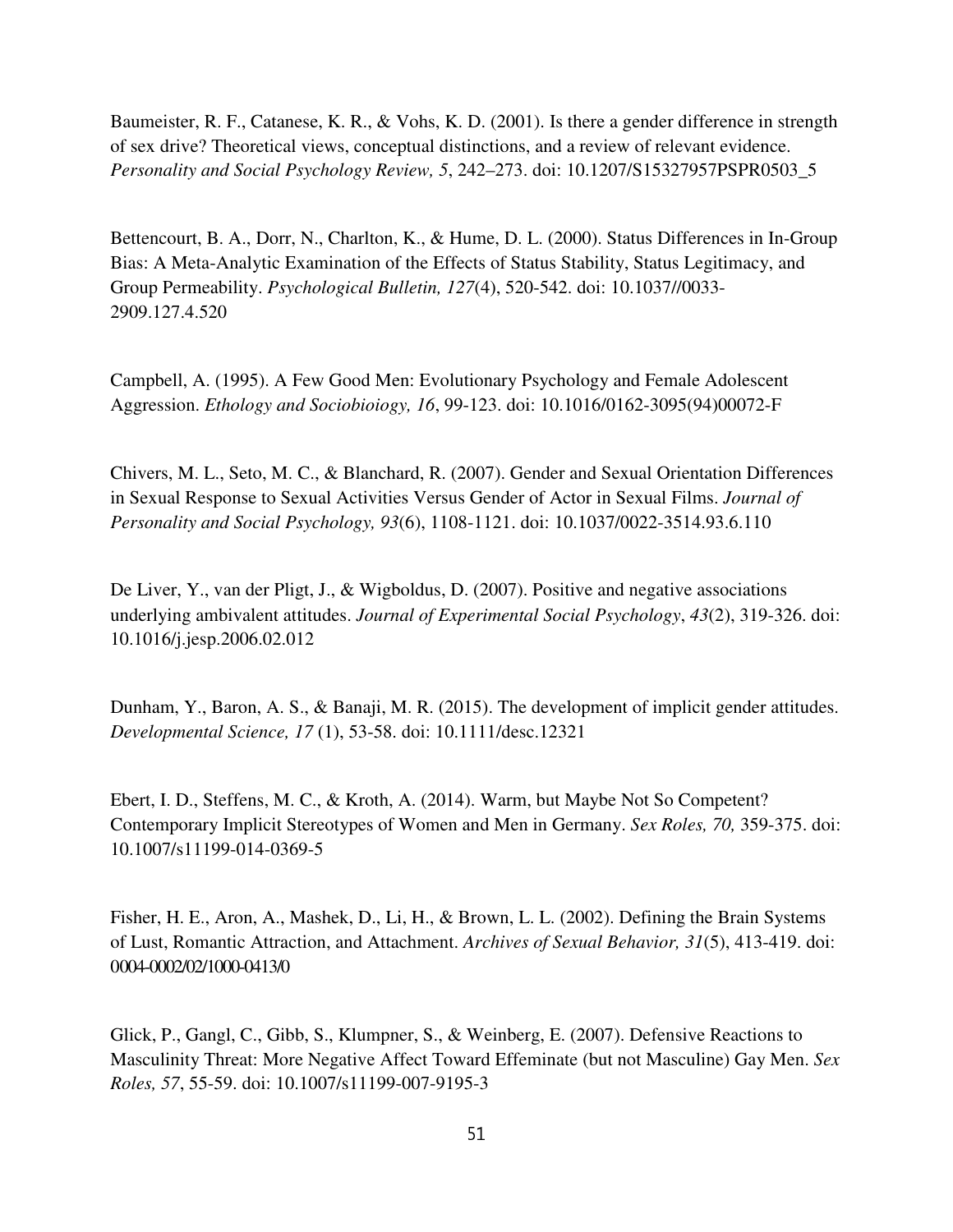Baumeister, R. F., Catanese, K. R., & Vohs, K. D. (2001). Is there a gender difference in strength of sex drive? Theoretical views, conceptual distinctions, and a review of relevant evidence. *Personality and Social Psychology Review, 5*, 242–273. doi: 10.1207/S15327957PSPR0503_5

Bettencourt, B. A., Dorr, N., Charlton, K., & Hume, D. L. (2000). Status Differences in In-Group Bias: A Meta-Analytic Examination of the Effects of Status Stability, Status Legitimacy, and Group Permeability. *Psychological Bulletin, 127*(4), 520-542. doi: 10.1037//0033-2909.127.4.520

Campbell, A. (1995). A Few Good Men: Evolutionary Psychology and Female Adolescent Aggression. *Ethology and Sociobioiogy, 16*, 99-123. doi: 10.1016/0162-3095(94)00072-F

Chivers, M. L., Seto, M. C., & Blanchard, R. (2007). Gender and Sexual Orientation Differences in Sexual Response to Sexual Activities Versus Gender of Actor in Sexual Films. *Journal of Personality and Social Psychology, 93*(6), 1108-1121. doi: 10.1037/0022-3514.93.6.110

De Liver, Y., van der Pligt, J., & Wigboldus, D. (2007). Positive and negative associations underlying ambivalent attitudes. *Journal of Experimental Social Psychology*, *43*(2), 319-326. doi: 10.1016/j.jesp.2006.02.012

Dunham, Y., Baron, A. S., & Banaji, M. R. (2015). The development of implicit gender attitudes. *Developmental Science, 17* (1), 53-58. doi: 10.1111/desc.12321

Ebert, I. D., Steffens, M. C., & Kroth, A. (2014). Warm, but Maybe Not So Competent? Contemporary Implicit Stereotypes of Women and Men in Germany. *Sex Roles, 70,* 359-375. doi: 10.1007/s11199-014-0369-5

Fisher, H. E., Aron, A., Mashek, D., Li, H., & Brown, L. L. (2002). Defining the Brain Systems of Lust, Romantic Attraction, and Attachment. *Archives of Sexual Behavior, 31*(5), 413-419. doi: 0004-0002/02/1000-0413/0

Glick, P., Gangl, C., Gibb, S., Klumpner, S., & Weinberg, E. (2007). Defensive Reactions to Masculinity Threat: More Negative Affect Toward Effeminate (but not Masculine) Gay Men. *Sex Roles, 57*, 55-59. doi: 10.1007/s11199-007-9195-3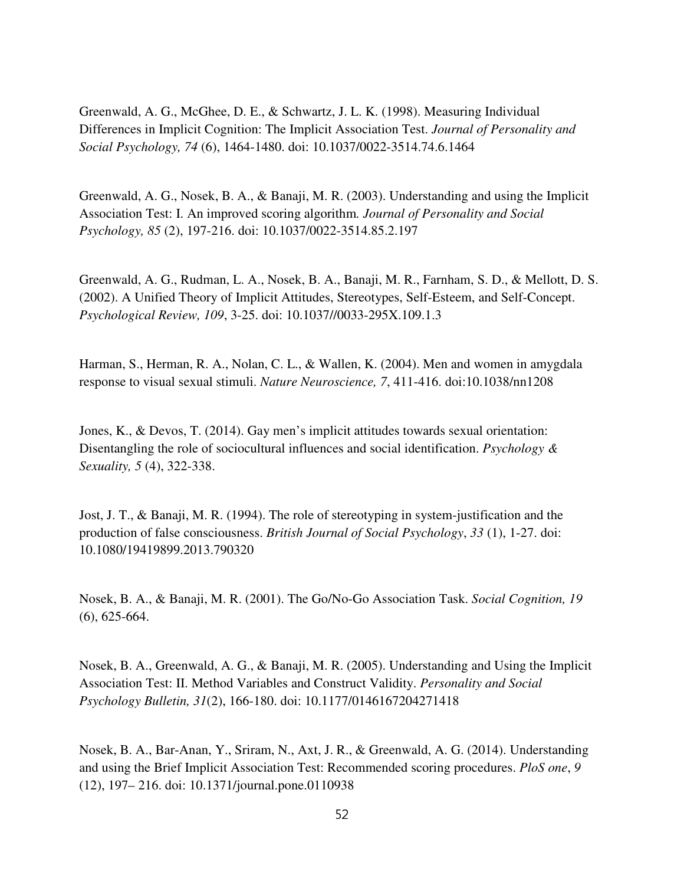Greenwald, A. G., McGhee, D. E., & Schwartz, J. L. K. (1998). Measuring Individual Differences in Implicit Cognition: The Implicit Association Test. *Journal of Personality and Social Psychology, 74* (6), 1464-1480. doi: 10.1037/0022-3514.74.6.1464

Greenwald, A. G., Nosek, B. A., & Banaji, M. R. (2003). Understanding and using the Implicit Association Test: I. An improved scoring algorithm*. Journal of Personality and Social Psychology, 85* (2), 197-216. doi: 10.1037/0022-3514.85.2.197

Greenwald, A. G., Rudman, L. A., Nosek, B. A., Banaji, M. R., Farnham, S. D., & Mellott, D. S. (2002). A Unified Theory of Implicit Attitudes, Stereotypes, Self-Esteem, and Self-Concept. *Psychological Review, 109*, 3-25. doi: 10.1037//0033-295X.109.1.3

Harman, S., Herman, R. A., Nolan, C. L., & Wallen, K. (2004). Men and women in amygdala response to visual sexual stimuli. *Nature Neuroscience, 7*, 411-416. doi:10.1038/nn1208

Jones, K., & Devos, T. (2014). Gay men's implicit attitudes towards sexual orientation: Disentangling the role of sociocultural influences and social identification. *Psychology & Sexuality, 5* (4), 322-338.

Jost, J. T., & Banaji, M. R. (1994). The role of stereotyping in system-justification and the production of false consciousness. *British Journal of Social Psychology*, *33* (1), 1-27. doi: 10.1080/19419899.2013.790320

Nosek, B. A., & Banaji, M. R. (2001). The Go/No-Go Association Task. *Social Cognition, 19* (6), 625-664.

Nosek, B. A., Greenwald, A. G., & Banaji, M. R. (2005). Understanding and Using the Implicit Association Test: II. Method Variables and Construct Validity. *Personality and Social Psychology Bulletin, 31*(2), 166-180. doi: 10.1177/0146167204271418

Nosek, B. A., Bar-Anan, Y., Sriram, N., Axt, J. R., & Greenwald, A. G. (2014). Understanding and using the Brief Implicit Association Test: Recommended scoring procedures. *PloS one*, *9* (12), 197– 216. doi: 10.1371/journal.pone.0110938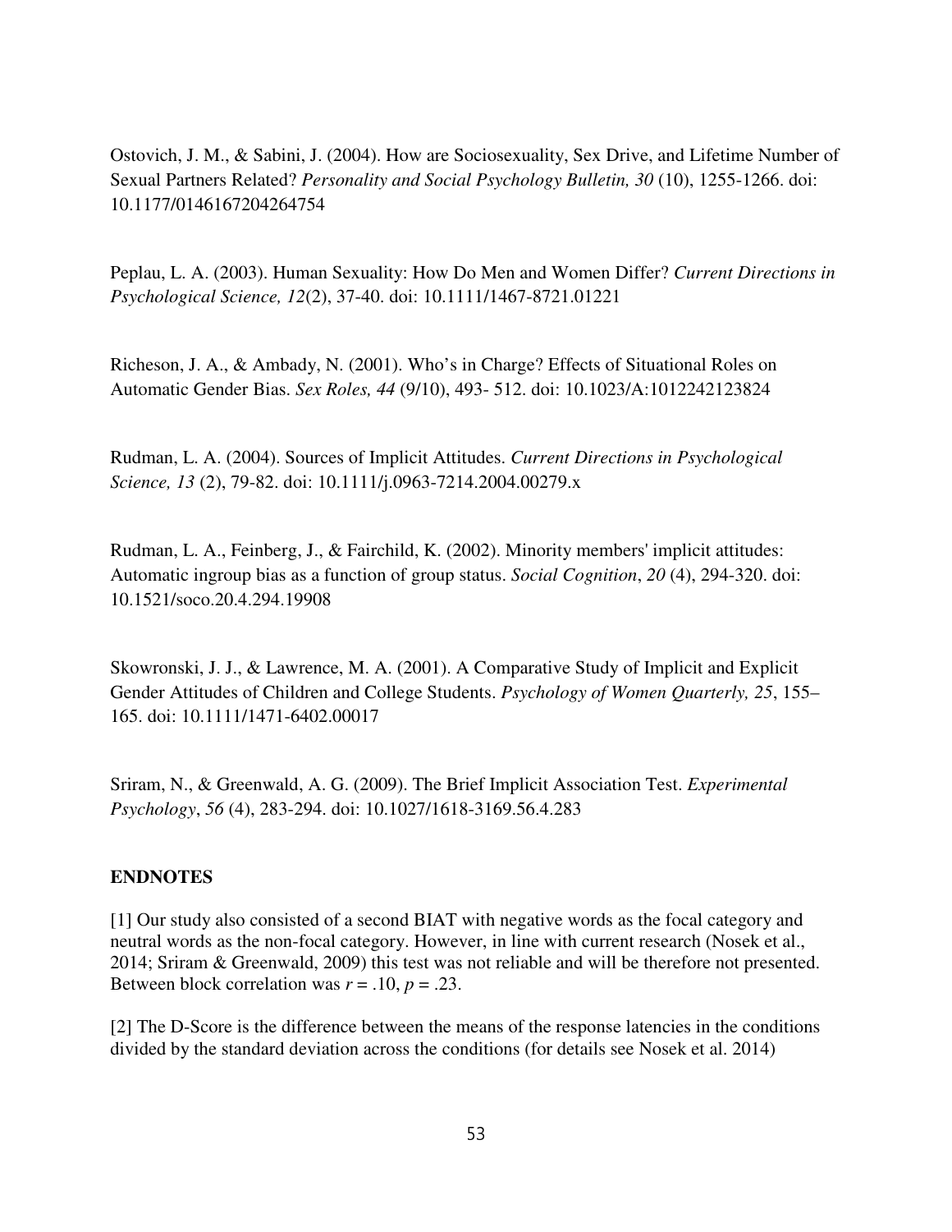Ostovich, J. M., & Sabini, J. (2004). How are Sociosexuality, Sex Drive, and Lifetime Number of Sexual Partners Related? *Personality and Social Psychology Bulletin, 30* (10), 1255-1266. doi: 10.1177/0146167204264754

Peplau, L. A. (2003). Human Sexuality: How Do Men and Women Differ? *Current Directions in Psychological Science, 12*(2), 37-40. doi: 10.1111/1467-8721.01221

Richeson, J. A., & Ambady, N. (2001). Who's in Charge? Effects of Situational Roles on Automatic Gender Bias. *Sex Roles, 44* (9/10), 493- 512. doi: 10.1023/A:1012242123824

Rudman, L. A. (2004). Sources of Implicit Attitudes. *Current Directions in Psychological Science, 13* (2), 79-82. doi: 10.1111/j.0963-7214.2004.00279.x

Rudman, L. A., Feinberg, J., & Fairchild, K. (2002). Minority members' implicit attitudes: Automatic ingroup bias as a function of group status. *Social Cognition*, *20* (4), 294-320. doi: 10.1521/soco.20.4.294.19908

Skowronski, J. J., & Lawrence, M. A. (2001). A Comparative Study of Implicit and Explicit Gender Attitudes of Children and College Students. *Psychology of Women Quarterly, 25*, 155–165. doi: 10.1111/1471-6402.00017

Sriram, N., & Greenwald, A. G. (2009). The Brief Implicit Association Test. *Experimental Psychology*, *56* (4), 283-294. doi: 10.1027/1618-3169.56.4.283

## ENDNOTES

[1] Our study also consisted of a second BIAT with negative words as the focal category and neutral words as the non-focal category. However, in line with current research (Nosek et al., 2014; Sriram & Greenwald, 2009) this test was not reliable and will be therefore not presented. Between block correlation was $r = .10$, $p = .23$.

[2] The D-Score is the difference between the means of the response latencies in the conditions divided by the standard deviation across the conditions (for details see Nosek et al. 2014)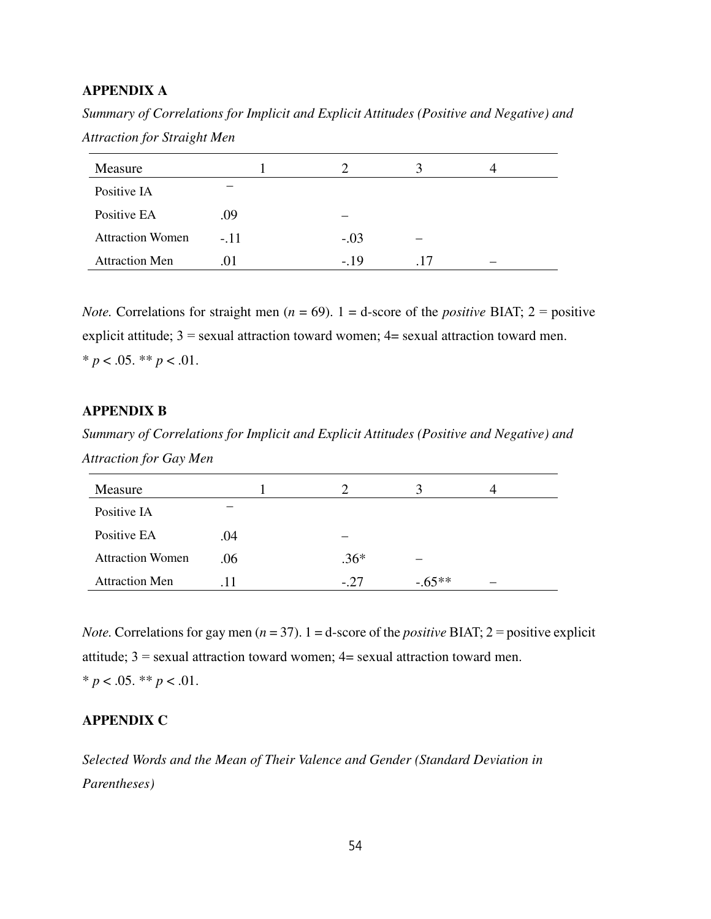## APPENDIX A

*Summary of Correlations for Implicit and Explicit Attitudes (Positive and Negative) and Attraction for Straight Men*

| Measure | 1 | 2 | 3 | 4 |
|---|---|---|---|---|
| Positive IA | – | | | |
| Positive EA | .09 | – | | |
| Attraction Women | -.11 | -.03 | – | |
| Attraction Men | .01 | -.19 | .17 | – |

*Note.* Correlations for straight men ($n$ = 69). 1 = d-score of the *positive* BIAT; 2 = positive explicit attitude; 3 = sexual attraction toward women; 4= sexual attraction toward men.
* $p < .05$. ** $p < .01$.

## APPENDIX B

*Summary of Correlations for Implicit and Explicit Attitudes (Positive and Negative) and Attraction for Gay Men*

| Measure | 1 | 2 | 3 | 4 |
|---|---|---|---|---|
| Positive IA | – | | | |
| Positive EA | .04 | – | | |
| Attraction Women | .06 | .36* | – | |
| Attraction Men | .11 | -.27 | -.65** | – |

*Note.* Correlations for gay men ($n$ = 37). 1 = d-score of the *positive* BIAT; 2 = positive explicit attitude; 3 = sexual attraction toward women; 4= sexual attraction toward men.
* $p < .05$. ** $p < .01$.

## APPENDIX C

*Selected Words and the Mean of Their Valence and Gender (Standard Deviation in Parentheses)*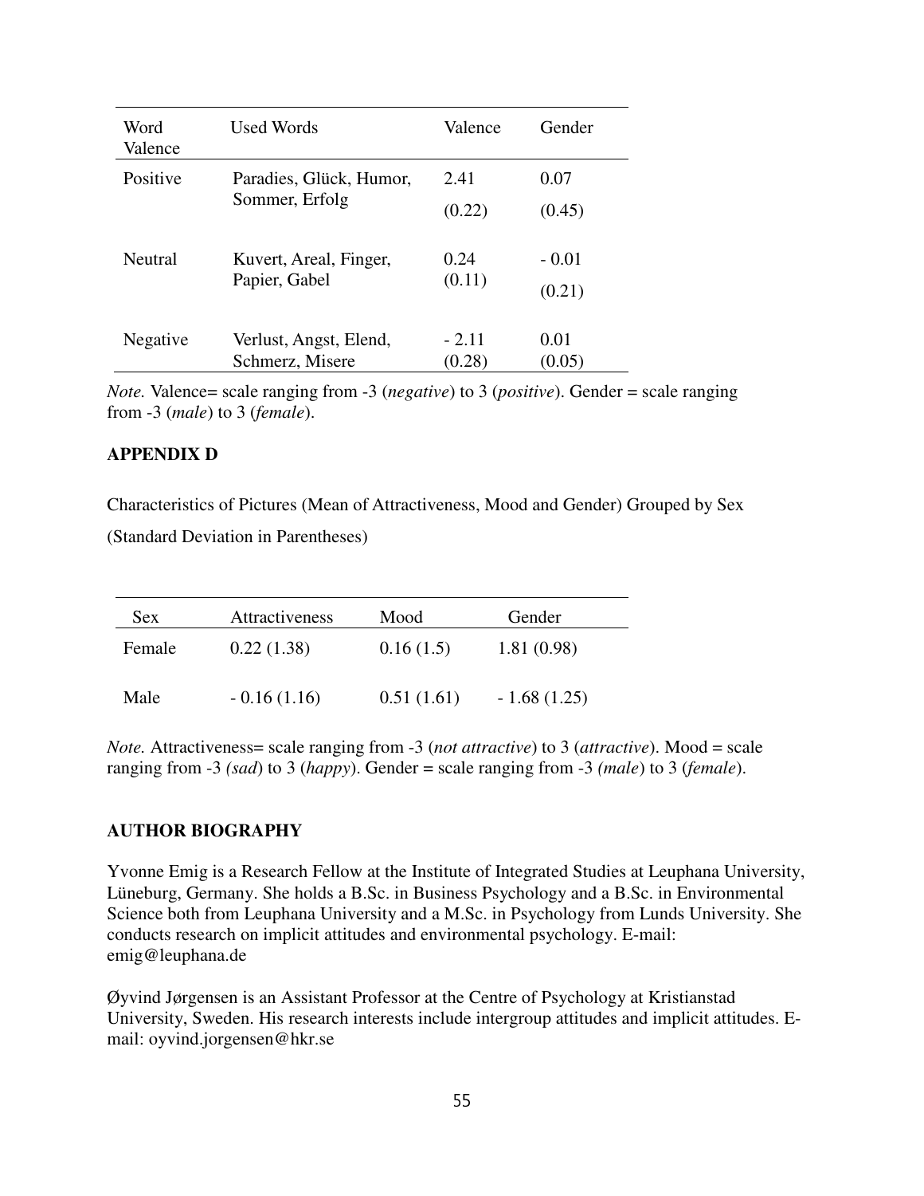| Word Valence | Used Words | Valence | Gender |
|---|---|---|---|
| Positive | Paradies, Glück, Humor, Sommer, Erfolg | 2.41 (0.22) | 0.07 (0.45) |
| Neutral | Kuvert, Areal, Finger, Papier, Gabel | 0.24 (0.11) | - 0.01 (0.21) |
| Negative | Verlust, Angst, Elend, Schmerz, Misere | - 2.11 (0.28) | 0.01 (0.05) |

*Note.* Valence= scale ranging from -3 (*negative*) to 3 (*positive*). Gender = scale ranging from -3 (*male*) to 3 (*female*).

**APPENDIX D**

Characteristics of Pictures (Mean of Attractiveness, Mood and Gender) Grouped by Sex

(Standard Deviation in Parentheses)

| Sex | Attractiveness | Mood | Gender |
|---|---|---|---|
| Female | 0.22 (1.38) | 0.16 (1.5) | 1.81 (0.98) |
| Male | - 0.16 (1.16) | 0.51 (1.61) | - 1.68 (1.25) |

*Note.* Attractiveness= scale ranging from -3 (*not attractive*) to 3 (*attractive*). Mood = scale ranging from -3 *(sad*) to 3 (*happy*). Gender = scale ranging from -3 *(male*) to 3 (*female*).

**AUTHOR BIOGRAPHY**

Yvonne Emig is a Research Fellow at the Institute of Integrated Studies at Leuphana University, Lüneburg, Germany. She holds a B.Sc. in Business Psychology and a B.Sc. in Environmental Science both from Leuphana University and a M.Sc. in Psychology from Lunds University. She conducts research on implicit attitudes and environmental psychology. E-mail: emig@leuphana.de

Øyvind Jørgensen is an Assistant Professor at the Centre of Psychology at Kristianstad University, Sweden. His research interests include intergroup attitudes and implicit attitudes. E-mail: oyvind.jorgensen@hkr.se